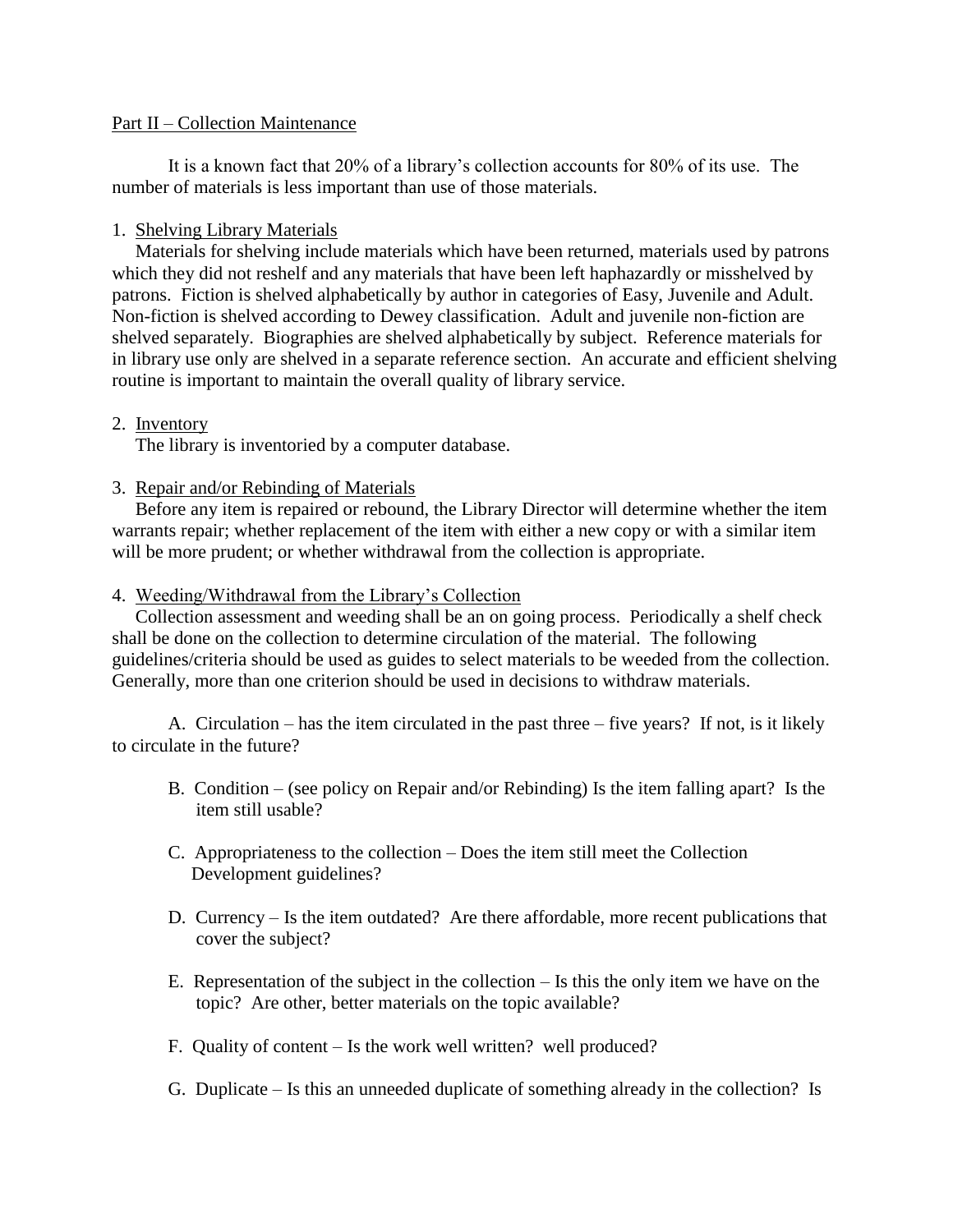Part II – Collection Maintenance

It is a known fact that 20% of a library's collection accounts for 80% of its use. The number of materials is less important than use of those materials.

1. Shelving Library Materials

Materials for shelving include materials which have been returned, materials used by patrons which they did not reshelf and any materials that have been left haphazardly or misshelved by patrons. Fiction is shelved alphabetically by author in categories of Easy, Juvenile and Adult. Non-fiction is shelved according to Dewey classification. Adult and juvenile non-fiction are shelved separately. Biographies are shelved alphabetically by subject. Reference materials for in library use only are shelved in a separate reference section. An accurate and efficient shelving routine is important to maintain the overall quality of library service.

2. Inventory

The library is inventoried by a computer database.

3. Repair and/or Rebinding of Materials

Before any item is repaired or rebound, the Library Director will determine whether the item warrants repair; whether replacement of the item with either a new copy or with a similar item will be more prudent; or whether withdrawal from the collection is appropriate.

4. Weeding/Withdrawal from the Library's Collection

Collection assessment and weeding shall be an on going process. Periodically a shelf check shall be done on the collection to determine circulation of the material. The following guidelines/criteria should be used as guides to select materials to be weeded from the collection. Generally, more than one criterion should be used in decisions to withdraw materials.

A. Circulation – has the item circulated in the past three – five years? If not, is it likely to circulate in the future?

B. Condition – (see policy on Repair and/or Rebinding) Is the item falling apart? Is the item still usable?

C. Appropriateness to the collection – Does the item still meet the Collection Development guidelines?

D. Currency – Is the item outdated? Are there affordable, more recent publications that cover the subject?

E. Representation of the subject in the collection – Is this the only item we have on the topic? Are other, better materials on the topic available?

F. Quality of content – Is the work well written? well produced?

G. Duplicate – Is this an unneeded duplicate of something already in the collection? Is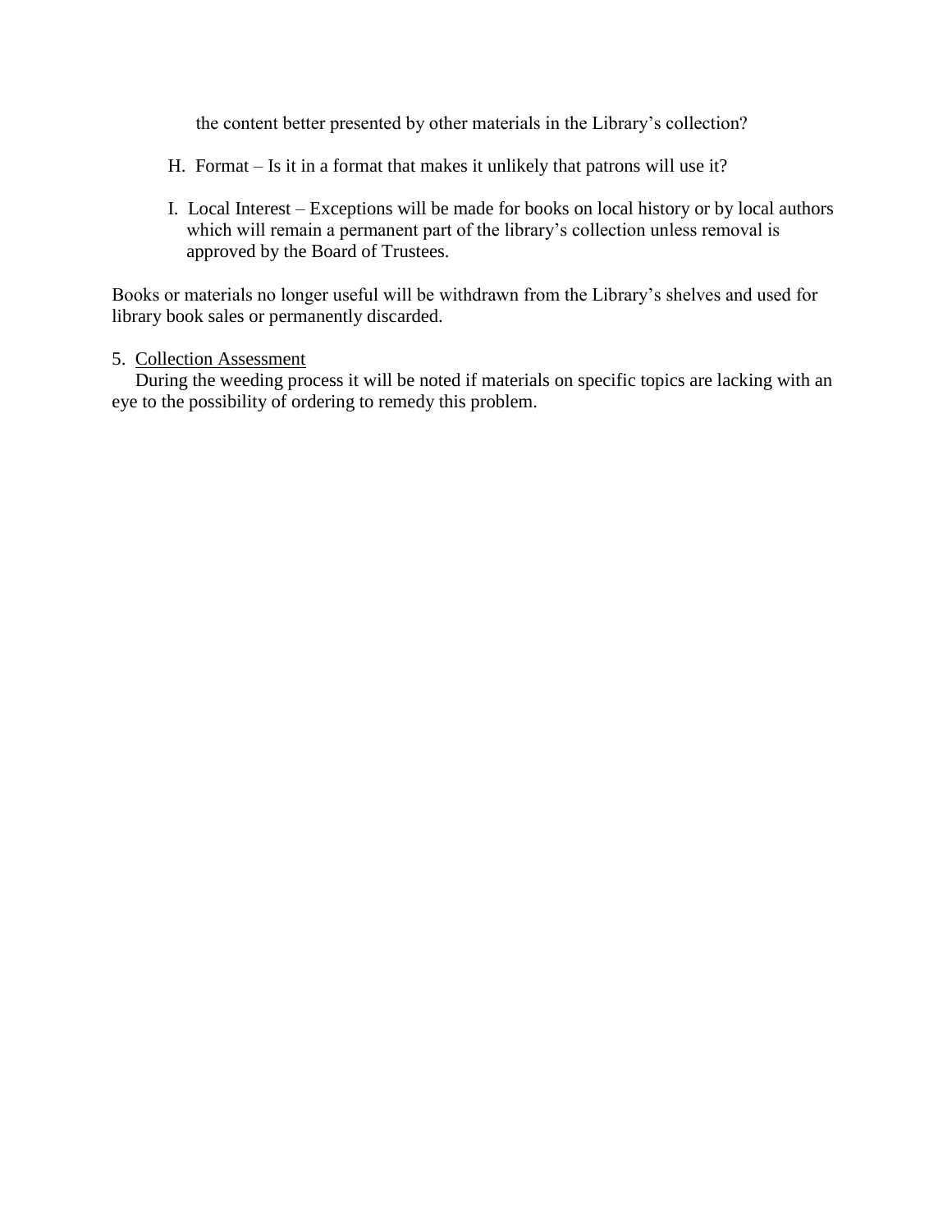the content better presented by other materials in the Library's collection?

H. Format – Is it in a format that makes it unlikely that patrons will use it?

I. Local Interest – Exceptions will be made for books on local history or by local authors which will remain a permanent part of the library's collection unless removal is approved by the Board of Trustees.

Books or materials no longer useful will be withdrawn from the Library's shelves and used for library book sales or permanently discarded.

5. <u>Collection Assessment</u>

During the weeding process it will be noted if materials on specific topics are lacking with an eye to the possibility of ordering to remedy this problem.